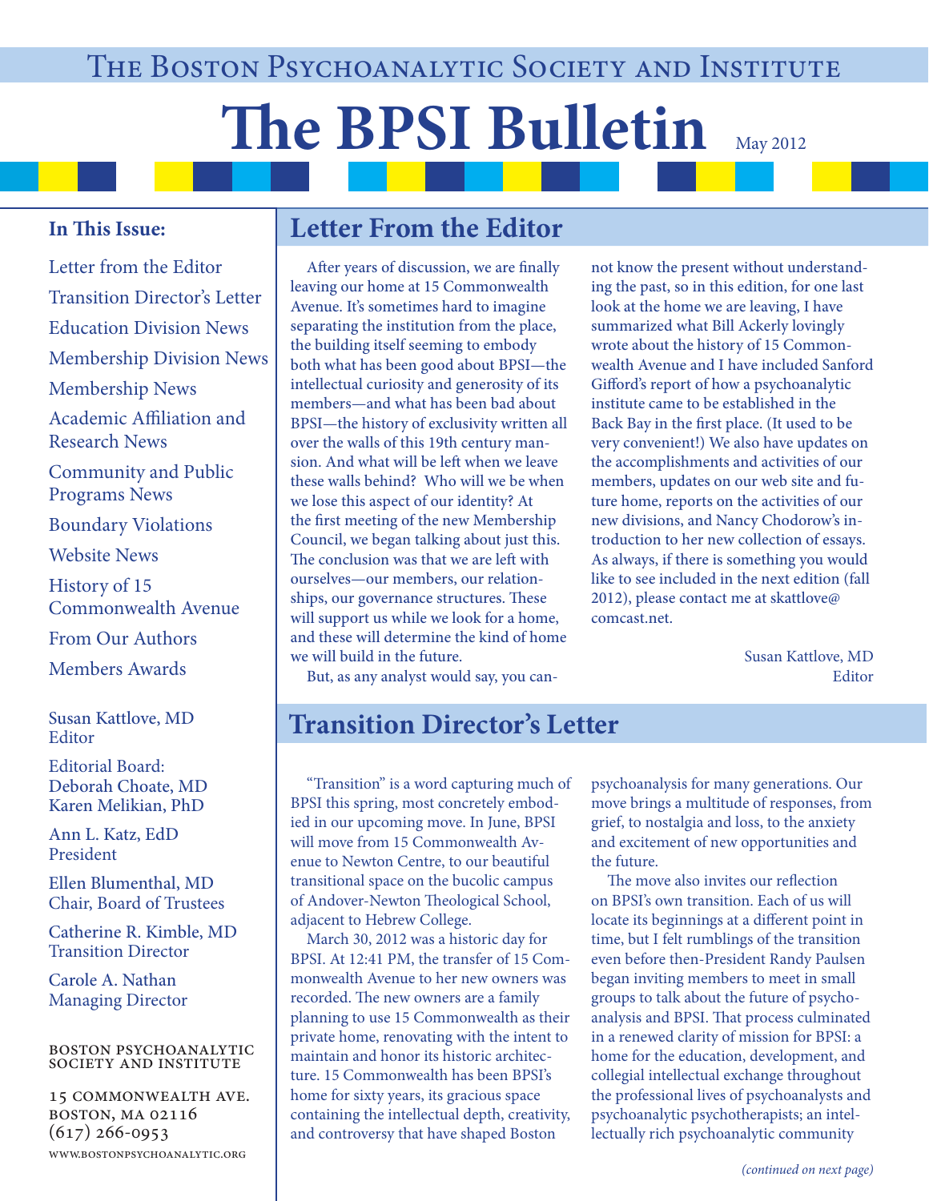# The Boston Psychoanalytic Society and Institute

# The BPSI Bulletin

May 2012

**In This Issue:**

- Letter from the Editor
- Transition Director's Letter
- Education Division News
- Membership Division News
- Membership News
- Academic Affiliation and Research News
- Community and Public Programs News
- Boundary Violations
- Website News
- History of 15 Commonwealth Avenue
- From Our Authors
- Members Awards

Susan Kattlove, MD
Editor

Editorial Board:
Deborah Choate, MD
Karen Melikian, PhD

Ann L. Katz, EdD
President

Ellen Blumenthal, MD
Chair, Board of Trustees

Catherine R. Kimble, MD
Transition Director

Carole A. Nathan
Managing Director

BOSTON PSYCHOANALYTIC SOCIETY AND INSTITUTE

15 COMMONWEALTH AVE.
BOSTON, MA 02116
(617) 266-0953
WWW.BOSTONPSYCHOANALYTIC.ORG

## Letter From the Editor

After years of discussion, we are finally leaving our home at 15 Commonwealth Avenue. It's sometimes hard to imagine separating the institution from the place, the building itself seeming to embody both what has been good about BPSI—the intellectual curiosity and generosity of its members—and what has been bad about BPSI—the history of exclusivity written all over the walls of this 19th century mansion. And what will be left when we leave these walls behind? Who will we be when we lose this aspect of our identity? At the first meeting of the new Membership Council, we began talking about just this. The conclusion was that we are left with ourselves—our members, our relationships, our governance structures. These will support us while we look for a home, and these will determine the kind of home we will build in the future.

But, as any analyst would say, you cannot know the present without understanding the past, so in this edition, for one last look at the home we are leaving, I have summarized what Bill Ackerly lovingly wrote about the history of 15 Commonwealth Avenue and I have included Sanford Gifford's report of how a psychoanalytic institute came to be established in the Back Bay in the first place. (It used to be very convenient!) We also have updates on the accomplishments and activities of our members, updates on our web site and future home, reports on the activities of our new divisions, and Nancy Chodorow's introduction to her new collection of essays. As always, if there is something you would like to see included in the next edition (fall 2012), please contact me at skattlove@comcast.net.

Susan Kattlove, MD
Editor

## Transition Director's Letter

"Transition" is a word capturing much of BPSI this spring, most concretely embodied in our upcoming move. In June, BPSI will move from 15 Commonwealth Avenue to Newton Centre, to our beautiful transitional space on the bucolic campus of Andover-Newton Theological School, adjacent to Hebrew College.

March 30, 2012 was a historic day for BPSI. At 12:41 PM, the transfer of 15 Commonwealth Avenue to her new owners was recorded. The new owners are a family planning to use 15 Commonwealth as their private home, renovating with the intent to maintain and honor its historic architecture. 15 Commonwealth has been BPSI's home for sixty years, its gracious space containing the intellectual depth, creativity, and controversy that have shaped Boston psychoanalysis for many generations. Our move brings a multitude of responses, from grief, to nostalgia and loss, to the anxiety and excitement of new opportunities and the future.

The move also invites our reflection on BPSI's own transition. Each of us will locate its beginnings at a different point in time, but I felt rumblings of the transition even before then-President Randy Paulsen began inviting members to meet in small groups to talk about the future of psychoanalysis and BPSI. That process culminated in a renewed clarity of mission for BPSI: a home for the education, development, and collegial intellectual exchange throughout the professional lives of psychoanalysts and psychoanalytic psychotherapists; an intellectually rich psychoanalytic community

*(continued on next page)*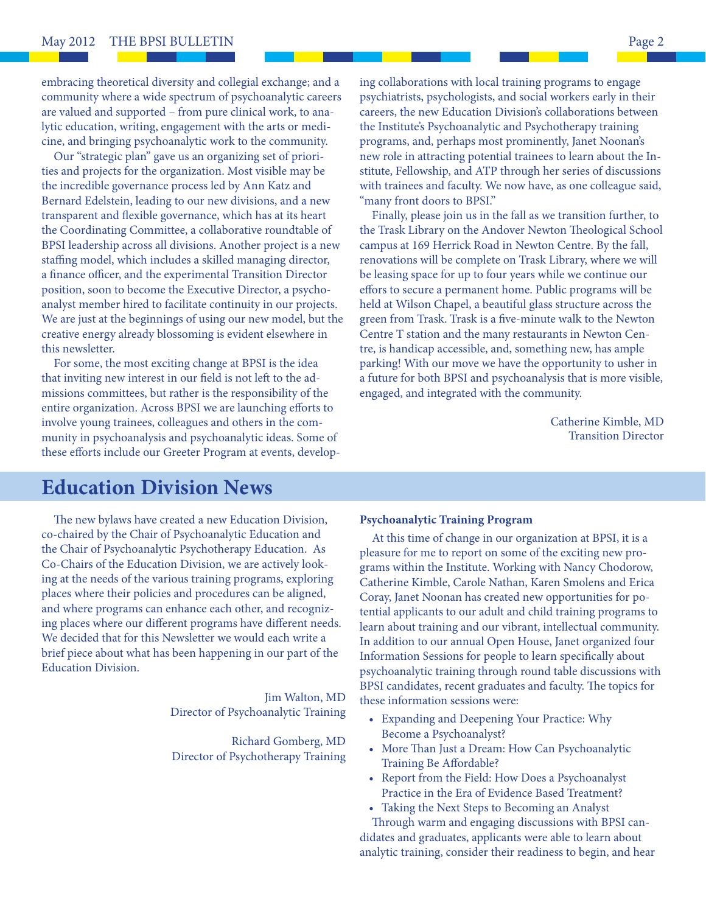embracing theoretical diversity and collegial exchange; and a community where a wide spectrum of psychoanalytic careers are valued and supported – from pure clinical work, to analytic education, writing, engagement with the arts or medicine, and bringing psychoanalytic work to the community.

Our "strategic plan" gave us an organizing set of priorities and projects for the organization. Most visible may be the incredible governance process led by Ann Katz and Bernard Edelstein, leading to our new divisions, and a new transparent and flexible governance, which has at its heart the Coordinating Committee, a collaborative roundtable of BPSI leadership across all divisions. Another project is a new staffing model, which includes a skilled managing director, a finance officer, and the experimental Transition Director position, soon to become the Executive Director, a psychoanalyst member hired to facilitate continuity in our projects. We are just at the beginnings of using our new model, but the creative energy already blossoming is evident elsewhere in this newsletter.

For some, the most exciting change at BPSI is the idea that inviting new interest in our field is not left to the admissions committees, but rather is the responsibility of the entire organization. Across BPSI we are launching efforts to involve young trainees, colleagues and others in the community in psychoanalysis and psychoanalytic ideas. Some of these efforts include our Greeter Program at events, developing collaborations with local training programs to engage psychiatrists, psychologists, and social workers early in their careers, the new Education Division's collaborations between the Institute's Psychoanalytic and Psychotherapy training programs, and, perhaps most prominently, Janet Noonan's new role in attracting potential trainees to learn about the Institute, Fellowship, and ATP through her series of discussions with trainees and faculty. We now have, as one colleague said, "many front doors to BPSI."

Finally, please join us in the fall as we transition further, to the Trask Library on the Andover Newton Theological School campus at 169 Herrick Road in Newton Centre. By the fall, renovations will be complete on Trask Library, where we will be leasing space for up to four years while we continue our effors to secure a permanent home. Public programs will be held at Wilson Chapel, a beautiful glass structure across the green from Trask. Trask is a five-minute walk to the Newton Centre T station and the many restaurants in Newton Centre, is handicap accessible, and, something new, has ample parking! With our move we have the opportunity to usher in a future for both BPSI and psychoanalysis that is more visible, engaged, and integrated with the community.

Catherine Kimble, MD
Transition Director

## Education Division News

The new bylaws have created a new Education Division, co-chaired by the Chair of Psychoanalytic Education and the Chair of Psychoanalytic Psychotherapy Education. As Co-Chairs of the Education Division, we are actively looking at the needs of the various training programs, exploring places where their policies and procedures can be aligned, and where programs can enhance each other, and recognizing places where our different programs have different needs. We decided that for this Newsletter we would each write a brief piece about what has been happening in our part of the Education Division.

Jim Walton, MD
Director of Psychoanalytic Training

Richard Gomberg, MD
Director of Psychotherapy Training

### Psychoanalytic Training Program

At this time of change in our organization at BPSI, it is a pleasure for me to report on some of the exciting new programs within the Institute. Working with Nancy Chodorow, Catherine Kimble, Carole Nathan, Karen Smolens and Erica Coray, Janet Noonan has created new opportunities for potential applicants to our adult and child training programs to learn about training and our vibrant, intellectual community. In addition to our annual Open House, Janet organized four Information Sessions for people to learn specifically about psychoanalytic training through round table discussions with BPSI candidates, recent graduates and faculty. The topics for these information sessions were:

- Expanding and Deepening Your Practice: Why Become a Psychoanalyst?
- More Than Just a Dream: How Can Psychoanalytic Training Be Affordable?
- Report from the Field: How Does a Psychoanalyst Practice in the Era of Evidence Based Treatment?
- Taking the Next Steps to Becoming an Analyst

Through warm and engaging discussions with BPSI candidates and graduates, applicants were able to learn about analytic training, consider their readiness to begin, and hear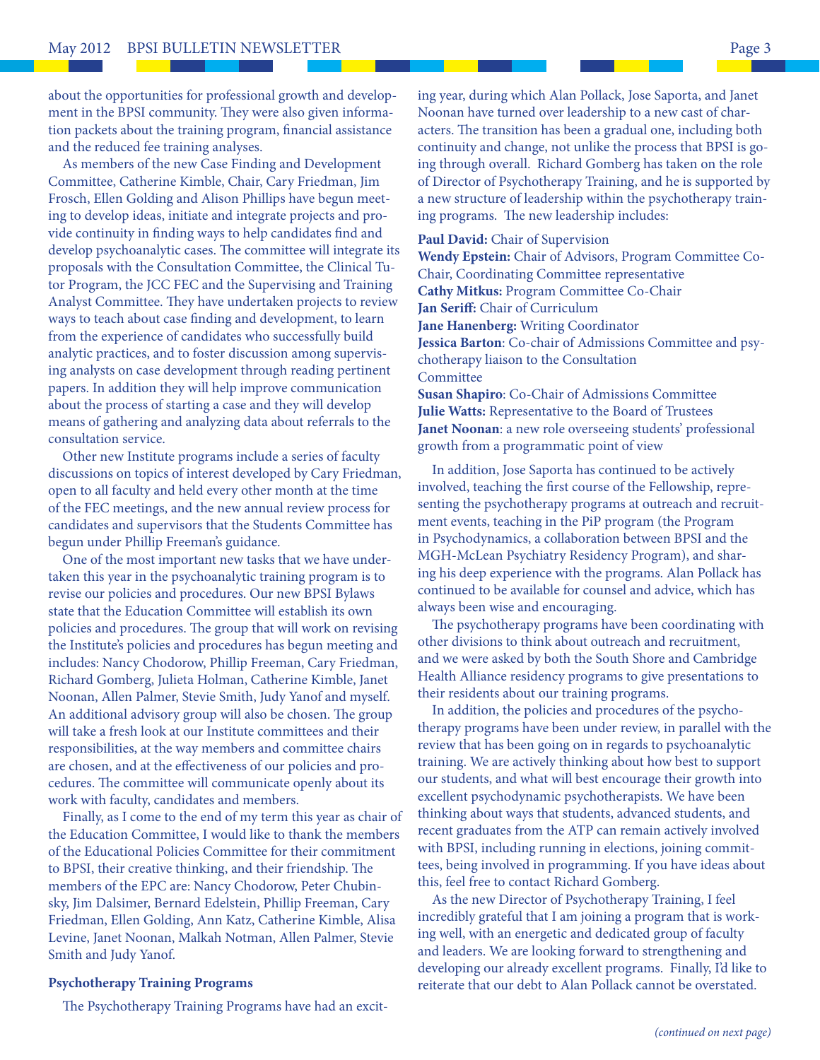about the opportunities for professional growth and development in the BPSI community. They were also given information packets about the training program, financial assistance and the reduced fee training analyses.

As members of the new Case Finding and Development Committee, Catherine Kimble, Chair, Cary Friedman, Jim Frosch, Ellen Golding and Alison Phillips have begun meeting to develop ideas, initiate and integrate projects and provide continuity in finding ways to help candidates find and develop psychoanalytic cases. The committee will integrate its proposals with the Consultation Committee, the Clinical Tutor Program, the JCC FEC and the Supervising and Training Analyst Committee. They have undertaken projects to review ways to teach about case finding and development, to learn from the experience of candidates who successfully build analytic practices, and to foster discussion among supervising analysts on case development through reading pertinent papers. In addition they will help improve communication about the process of starting a case and they will develop means of gathering and analyzing data about referrals to the consultation service.

Other new Institute programs include a series of faculty discussions on topics of interest developed by Cary Friedman, open to all faculty and held every other month at the time of the FEC meetings, and the new annual review process for candidates and supervisors that the Students Committee has begun under Phillip Freeman's guidance.

One of the most important new tasks that we have undertaken this year in the psychoanalytic training program is to revise our policies and procedures. Our new BPSI Bylaws state that the Education Committee will establish its own policies and procedures. The group that will work on revising the Institute's policies and procedures has begun meeting and includes: Nancy Chodorow, Phillip Freeman, Cary Friedman, Richard Gomberg, Julieta Holman, Catherine Kimble, Janet Noonan, Allen Palmer, Stevie Smith, Judy Yanof and myself. An additional advisory group will also be chosen. The group will take a fresh look at our Institute committees and their responsibilities, at the way members and committee chairs are chosen, and at the effectiveness of our policies and procedures. The committee will communicate openly about its work with faculty, candidates and members.

Finally, as I come to the end of my term this year as chair of the Education Committee, I would like to thank the members of the Educational Policies Committee for their commitment to BPSI, their creative thinking, and their friendship. The members of the EPC are: Nancy Chodorow, Peter Chubinsky, Jim Dalsimer, Bernard Edelstein, Phillip Freeman, Cary Friedman, Ellen Golding, Ann Katz, Catherine Kimble, Alisa Levine, Janet Noonan, Malkah Notman, Allen Palmer, Stevie Smith and Judy Yanof.

**Psychotherapy Training Programs**

The Psychotherapy Training Programs have had an exciting year, during which Alan Pollack, Jose Saporta, and Janet Noonan have turned over leadership to a new cast of characters. The transition has been a gradual one, including both continuity and change, not unlike the process that BPSI is going through overall. Richard Gomberg has taken on the role of Director of Psychotherapy Training, and he is supported by a new structure of leadership within the psychotherapy training programs. The new leadership includes:

**Paul David:** Chair of Supervision
**Wendy Epstein:** Chair of Advisors, Program Committee Co-Chair, Coordinating Committee representative
**Cathy Mitkus:** Program Committee Co-Chair
**Jan Seriff:** Chair of Curriculum
**Jane Hanenberg:** Writing Coordinator
**Jessica Barton**: Co-chair of Admissions Committee and psychotherapy liaison to the Consultation Committee
**Susan Shapiro**: Co-Chair of Admissions Committee
**Julie Watts:** Representative to the Board of Trustees
**Janet Noonan**: a new role overseeing students' professional growth from a programmatic point of view

In addition, Jose Saporta has continued to be actively involved, teaching the first course of the Fellowship, representing the psychotherapy programs at outreach and recruitment events, teaching in the PiP program (the Program in Psychodynamics, a collaboration between BPSI and the MGH-McLean Psychiatry Residency Program), and sharing his deep experience with the programs. Alan Pollack has continued to be available for counsel and advice, which has always been wise and encouraging.

The psychotherapy programs have been coordinating with other divisions to think about outreach and recruitment, and we were asked by both the South Shore and Cambridge Health Alliance residency programs to give presentations to their residents about our training programs.

In addition, the policies and procedures of the psychotherapy programs have been under review, in parallel with the review that has been going on in regards to psychoanalytic training. We are actively thinking about how best to support our students, and what will best encourage their growth into excellent psychodynamic psychotherapists. We have been thinking about ways that students, advanced students, and recent graduates from the ATP can remain actively involved with BPSI, including running in elections, joining committees, being involved in programming. If you have ideas about this, feel free to contact Richard Gomberg.

As the new Director of Psychotherapy Training, I feel incredibly grateful that I am joining a program that is working well, with an energetic and dedicated group of faculty and leaders. We are looking forward to strengthening and developing our already excellent programs. Finally, I'd like to reiterate that our debt to Alan Pollack cannot be overstated.

*(continued on next page)*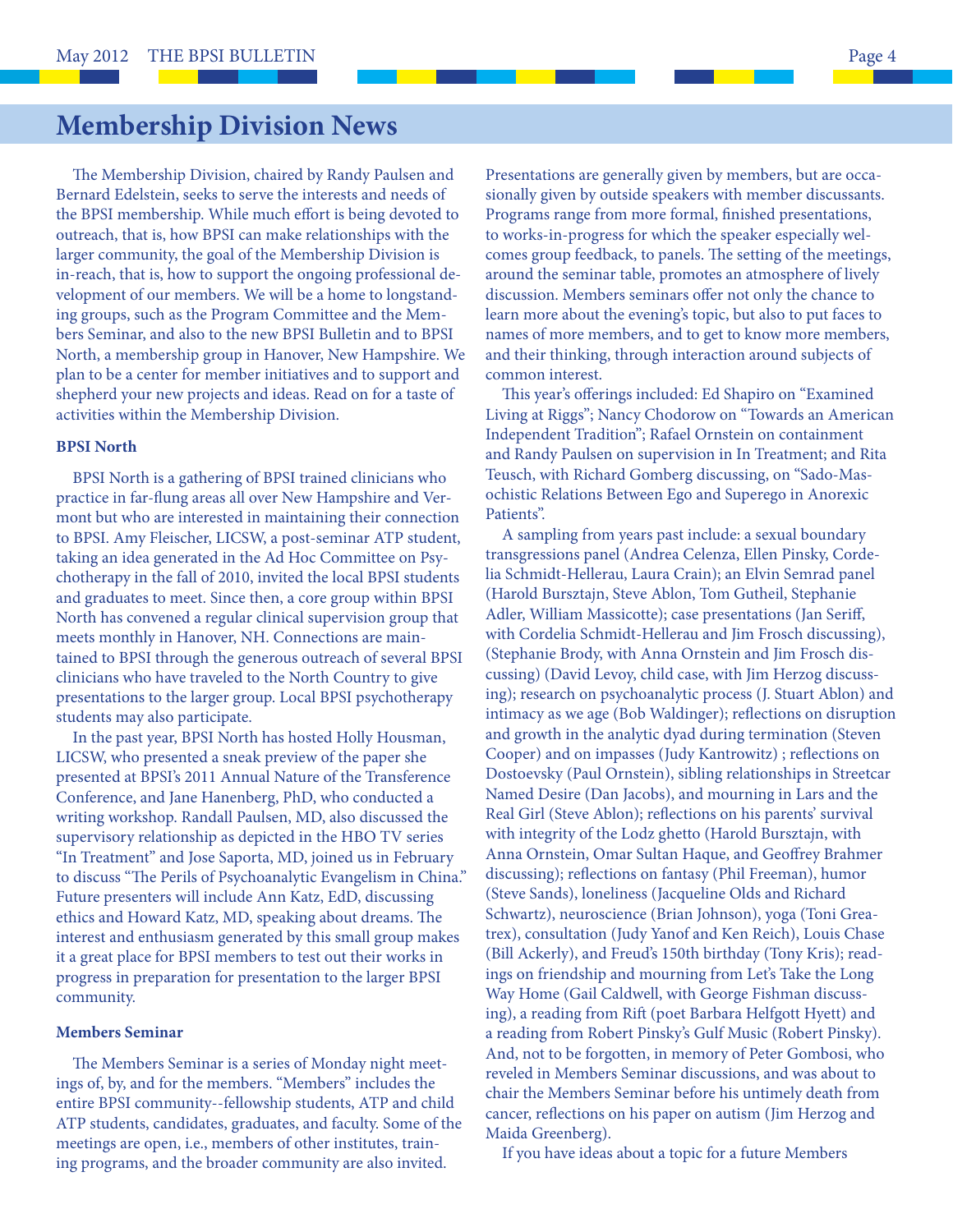# Membership Division News

The Membership Division, chaired by Randy Paulsen and Bernard Edelstein, seeks to serve the interests and needs of the BPSI membership. While much effort is being devoted to outreach, that is, how BPSI can make relationships with the larger community, the goal of the Membership Division is in-reach, that is, how to support the ongoing professional development of our members. We will be a home to longstanding groups, such as the Program Committee and the Members Seminar, and also to the new BPSI Bulletin and to BPSI North, a membership group in Hanover, New Hampshire. We plan to be a center for member initiatives and to support and shepherd your new projects and ideas. Read on for a taste of activities within the Membership Division.

**BPSI North**

BPSI North is a gathering of BPSI trained clinicians who practice in far-flung areas all over New Hampshire and Vermont but who are interested in maintaining their connection to BPSI. Amy Fleischer, LICSW, a post-seminar ATP student, taking an idea generated in the Ad Hoc Committee on Psychotherapy in the fall of 2010, invited the local BPSI students and graduates to meet. Since then, a core group within BPSI North has convened a regular clinical supervision group that meets monthly in Hanover, NH. Connections are maintained to BPSI through the generous outreach of several BPSI clinicians who have traveled to the North Country to give presentations to the larger group. Local BPSI psychotherapy students may also participate.

In the past year, BPSI North has hosted Holly Housman, LICSW, who presented a sneak preview of the paper she presented at BPSI's 2011 Annual Nature of the Transference Conference, and Jane Hanenberg, PhD, who conducted a writing workshop. Randall Paulsen, MD, also discussed the supervisory relationship as depicted in the HBO TV series "In Treatment" and Jose Saporta, MD, joined us in February to discuss "The Perils of Psychoanalytic Evangelism in China." Future presenters will include Ann Katz, EdD, discussing ethics and Howard Katz, MD, speaking about dreams. The interest and enthusiasm generated by this small group makes it a great place for BPSI members to test out their works in progress in preparation for presentation to the larger BPSI community.

**Members Seminar**

The Members Seminar is a series of Monday night meetings of, by, and for the members. "Members" includes the entire BPSI community--fellowship students, ATP and child ATP students, candidates, graduates, and faculty. Some of the meetings are open, i.e., members of other institutes, training programs, and the broader community are also invited. Presentations are generally given by members, but are occasionally given by outside speakers with member discussants. Programs range from more formal, finished presentations, to works-in-progress for which the speaker especially welcomes group feedback, to panels. The setting of the meetings, around the seminar table, promotes an atmosphere of lively discussion. Members seminars offer not only the chance to learn more about the evening's topic, but also to put faces to names of more members, and to get to know more members, and their thinking, through interaction around subjects of common interest.

This year's offerings included: Ed Shapiro on "Examined Living at Riggs"; Nancy Chodorow on "Towards an American Independent Tradition"; Rafael Ornstein on containment and Randy Paulsen on supervision in In Treatment; and Rita Teusch, with Richard Gomberg discussing, on "Sado-Masochistic Relations Between Ego and Superego in Anorexic Patients".

A sampling from years past include: a sexual boundary transgressions panel (Andrea Celenza, Ellen Pinsky, Cordelia Schmidt-Hellerau, Laura Crain); an Elvin Semrad panel (Harold Bursztajn, Steve Ablon, Tom Gutheil, Stephanie Adler, William Massicotte); case presentations (Jan Seriff, with Cordelia Schmidt-Hellerau and Jim Frosch discussing), (Stephanie Brody, with Anna Ornstein and Jim Frosch discussing) (David Levoy, child case, with Jim Herzog discussing); research on psychoanalytic process (J. Stuart Ablon) and intimacy as we age (Bob Waldinger); reflections on disruption and growth in the analytic dyad during termination (Steven Cooper) and on impasses (Judy Kantrowitz) ; reflections on Dostoevsky (Paul Ornstein), sibling relationships in Streetcar Named Desire (Dan Jacobs), and mourning in Lars and the Real Girl (Steve Ablon); reflections on his parents' survival with integrity of the Lodz ghetto (Harold Bursztajn, with Anna Ornstein, Omar Sultan Haque, and Geoffrey Brahmer discussing); reflections on fantasy (Phil Freeman), humor (Steve Sands), loneliness (Jacqueline Olds and Richard Schwartz), neuroscience (Brian Johnson), yoga (Toni Greatrex), consultation (Judy Yanof and Ken Reich), Louis Chase (Bill Ackerly), and Freud's 150th birthday (Tony Kris); readings on friendship and mourning from Let's Take the Long Way Home (Gail Caldwell, with George Fishman discussing), a reading from Rift (poet Barbara Helfgott Hyett) and a reading from Robert Pinsky's Gulf Music (Robert Pinsky). And, not to be forgotten, in memory of Peter Gombosi, who reveled in Members Seminar discussions, and was about to chair the Members Seminar before his untimely death from cancer, reflections on his paper on autism (Jim Herzog and Maida Greenberg).

If you have ideas about a topic for a future Members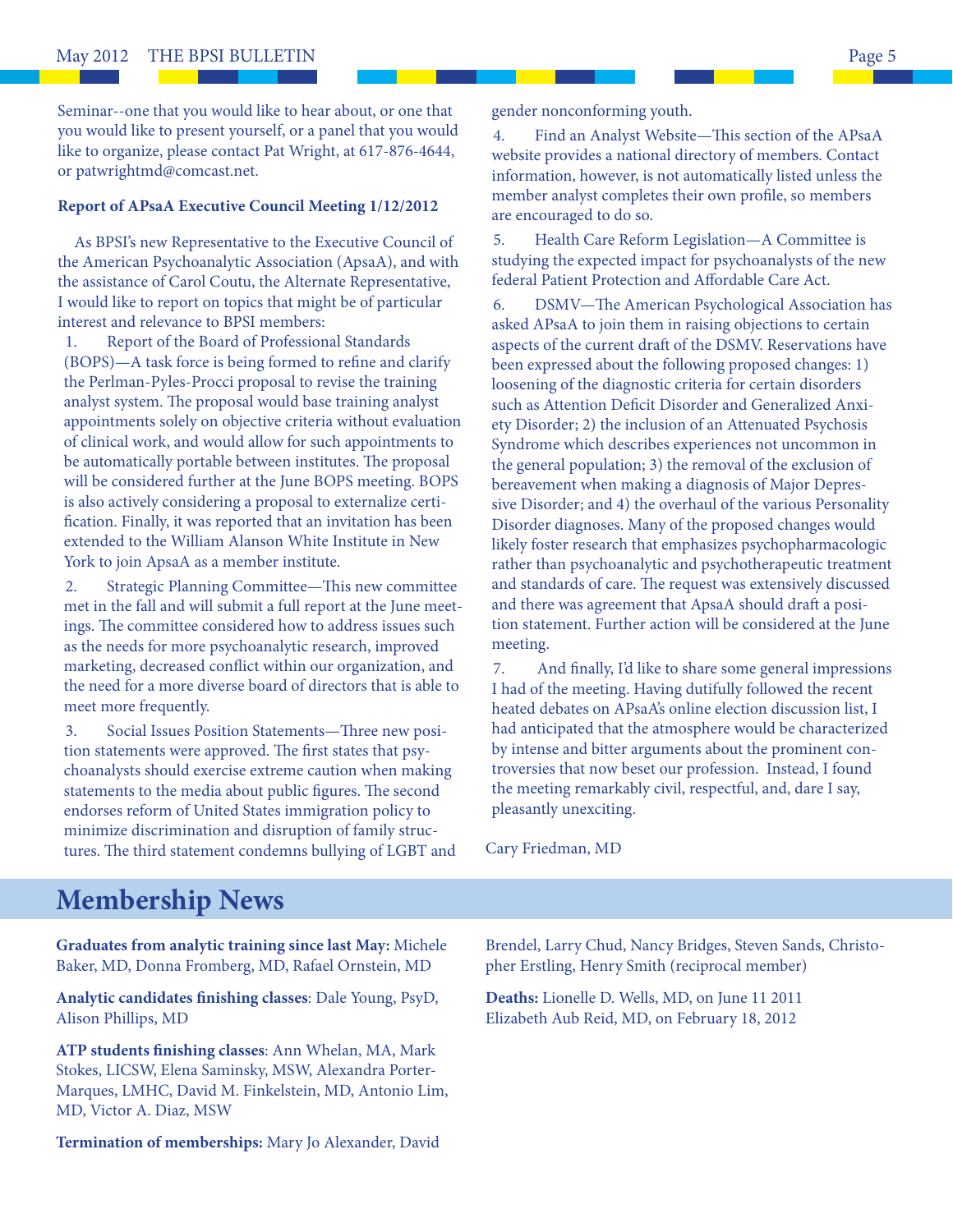Seminar--one that you would like to hear about, or one that you would like to present yourself, or a panel that you would like to organize, please contact Pat Wright, at 617-876-4644, or patwrightmd@comcast.net.

**Report of APsaA Executive Council Meeting 1/12/2012**

As BPSI's new Representative to the Executive Council of the American Psychoanalytic Association (ApsaA), and with the assistance of Carol Coutu, the Alternate Representative, I would like to report on topics that might be of particular interest and relevance to BPSI members:

1. Report of the Board of Professional Standards (BOPS)—A task force is being formed to refine and clarify the Perlman-Pyles-Procci proposal to revise the training analyst system. The proposal would base training analyst appointments solely on objective criteria without evaluation of clinical work, and would allow for such appointments to be automatically portable between institutes. The proposal will be considered further at the June BOPS meeting. BOPS is also actively considering a proposal to externalize certification. Finally, it was reported that an invitation has been extended to the William Alanson White Institute in New York to join ApsaA as a member institute.

2. Strategic Planning Committee—This new committee met in the fall and will submit a full report at the June meetings. The committee considered how to address issues such as the needs for more psychoanalytic research, improved marketing, decreased conflict within our organization, and the need for a more diverse board of directors that is able to meet more frequently.

3. Social Issues Position Statements—Three new position statements were approved. The first states that psychoanalysts should exercise extreme caution when making statements to the media about public figures. The second endorses reform of United States immigration policy to minimize discrimination and disruption of family structures. The third statement condemns bullying of LGBT and gender nonconforming youth.

4. Find an Analyst Website—This section of the APsaA website provides a national directory of members. Contact information, however, is not automatically listed unless the member analyst completes their own profile, so members are encouraged to do so.

5. Health Care Reform Legislation—A Committee is studying the expected impact for psychoanalysts of the new federal Patient Protection and Affordable Care Act.

6. DSMV—The American Psychological Association has asked APsaA to join them in raising objections to certain aspects of the current draft of the DSMV. Reservations have been expressed about the following proposed changes: 1) loosening of the diagnostic criteria for certain disorders such as Attention Deficit Disorder and Generalized Anxiety Disorder; 2) the inclusion of an Attenuated Psychosis Syndrome which describes experiences not uncommon in the general population; 3) the removal of the exclusion of bereavement when making a diagnosis of Major Depressive Disorder; and 4) the overhaul of the various Personality Disorder diagnoses. Many of the proposed changes would likely foster research that emphasizes psychopharmacologic rather than psychoanalytic and psychotherapeutic treatment and standards of care. The request was extensively discussed and there was agreement that ApsaA should draft a position statement. Further action will be considered at the June meeting.

7. And finally, I'd like to share some general impressions I had of the meeting. Having dutifully followed the recent heated debates on APsaA's online election discussion list, I had anticipated that the atmosphere would be characterized by intense and bitter arguments about the prominent controversies that now beset our profession. Instead, I found the meeting remarkably civil, respectful, and, dare I say, pleasantly unexciting.

Cary Friedman, MD

## Membership News

**Graduates from analytic training since last May:** Michele Baker, MD, Donna Fromberg, MD, Rafael Ornstein, MD

**Analytic candidates finishing classes**: Dale Young, PsyD, Alison Phillips, MD

**ATP students finishing classes**: Ann Whelan, MA, Mark Stokes, LICSW, Elena Saminsky, MSW, Alexandra Porter-Marques, LMHC, David M. Finkelstein, MD, Antonio Lim, MD, Victor A. Diaz, MSW

**Termination of memberships:** Mary Jo Alexander, David Brendel, Larry Chud, Nancy Bridges, Steven Sands, Christopher Erstling, Henry Smith (reciprocal member)

**Deaths:** Lionelle D. Wells, MD, on June 11 2011
Elizabeth Aub Reid, MD, on February 18, 2012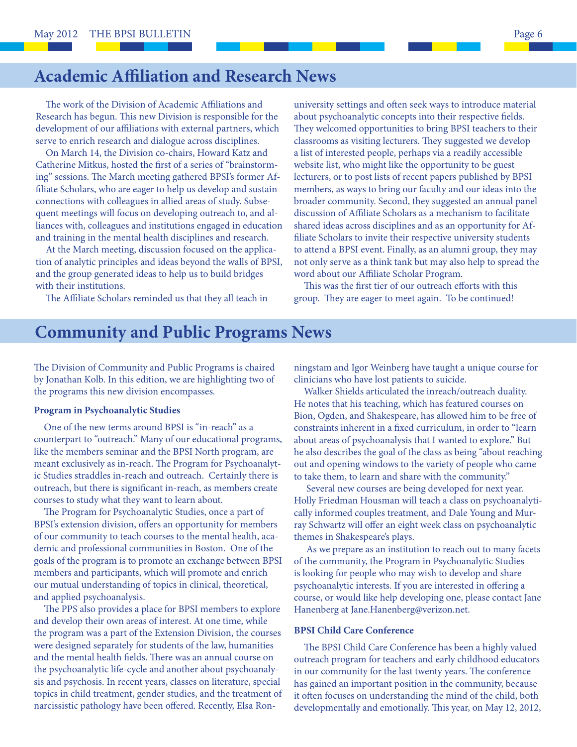## Academic Affiliation and Research News

The work of the Division of Academic Affiliations and Research has begun. This new Division is responsible for the development of our affiliations with external partners, which serve to enrich research and dialogue across disciplines.

On March 14, the Division co-chairs, Howard Katz and Catherine Mitkus, hosted the first of a series of "brainstorming" sessions. The March meeting gathered BPSI's former Affiliate Scholars, who are eager to help us develop and sustain connections with colleagues in allied areas of study. Subsequent meetings will focus on developing outreach to, and alliances with, colleagues and institutions engaged in education and training in the mental health disciplines and research.

At the March meeting, discussion focused on the application of analytic principles and ideas beyond the walls of BPSI, and the group generated ideas to help us to build bridges with their institutions.

The Affiliate Scholars reminded us that they all teach in university settings and often seek ways to introduce material about psychoanalytic concepts into their respective fields. They welcomed opportunities to bring BPSI teachers to their classrooms as visiting lecturers. They suggested we develop a list of interested people, perhaps via a readily accessible website list, who might like the opportunity to be guest lecturers, or to post lists of recent papers published by BPSI members, as ways to bring our faculty and our ideas into the broader community. Second, they suggested an annual panel discussion of Affiliate Scholars as a mechanism to facilitate shared ideas across disciplines and as an opportunity for Affiliate Scholars to invite their respective university students to attend a BPSI event. Finally, as an alumni group, they may not only serve as a think tank but may also help to spread the word about our Affiliate Scholar Program.

This was the first tier of our outreach efforts with this group. They are eager to meet again. To be continued!

## Community and Public Programs News

The Division of Community and Public Programs is chaired by Jonathan Kolb. In this edition, we are highlighting two of the programs this new division encompasses.

**Program in Psychoanalytic Studies**

One of the new terms around BPSI is "in-reach" as a counterpart to "outreach." Many of our educational programs, like the members seminar and the BPSI North program, are meant exclusively as in-reach. The Program for Psychoanalytic Studies straddles in-reach and outreach. Certainly there is outreach, but there is significant in-reach, as members create courses to study what they want to learn about.

The Program for Psychoanalytic Studies, once a part of BPSI's extension division, offers an opportunity for members of our community to teach courses to the mental health, academic and professional communities in Boston. One of the goals of the program is to promote an exchange between BPSI members and participants, which will promote and enrich our mutual understanding of topics in clinical, theoretical, and applied psychoanalysis.

The PPS also provides a place for BPSI members to explore and develop their own areas of interest. At one time, while the program was a part of the Extension Division, the courses were designed separately for students of the law, humanities and the mental health fields. There was an annual course on the psychoanalytic life-cycle and another about psychoanalysis and psychosis. In recent years, classes on literature, special topics in child treatment, gender studies, and the treatment of narcissistic pathology have been offered. Recently, Elsa Ronningstam and Igor Weinberg have taught a unique course for clinicians who have lost patients to suicide.

Walker Shields articulated the inreach/outreach duality. He notes that his teaching, which has featured courses on Bion, Ogden, and Shakespeare, has allowed him to be free of constraints inherent in a fixed curriculum, in order to "learn about areas of psychoanalysis that I wanted to explore." But he also describes the goal of the class as being "about reaching out and opening windows to the variety of people who came to take them, to learn and share with the community."

Several new courses are being developed for next year. Holly Friedman Housman will teach a class on psychoanalytically informed couples treatment, and Dale Young and Murray Schwartz will offer an eight week class on psychoanalytic themes in Shakespeare's plays.

As we prepare as an institution to reach out to many facets of the community, the Program in Psychoanalytic Studies is looking for people who may wish to develop and share psychoanalytic interests. If you are interested in offering a course, or would like help developing one, please contact Jane Hanenberg at Jane.Hanenberg@verizon.net.

**BPSI Child Care Conference**

The BPSI Child Care Conference has been a highly valued outreach program for teachers and early childhood educators in our community for the last twenty years. The conference has gained an important position in the community, because it often focuses on understanding the mind of the child, both developmentally and emotionally. This year, on May 12, 2012,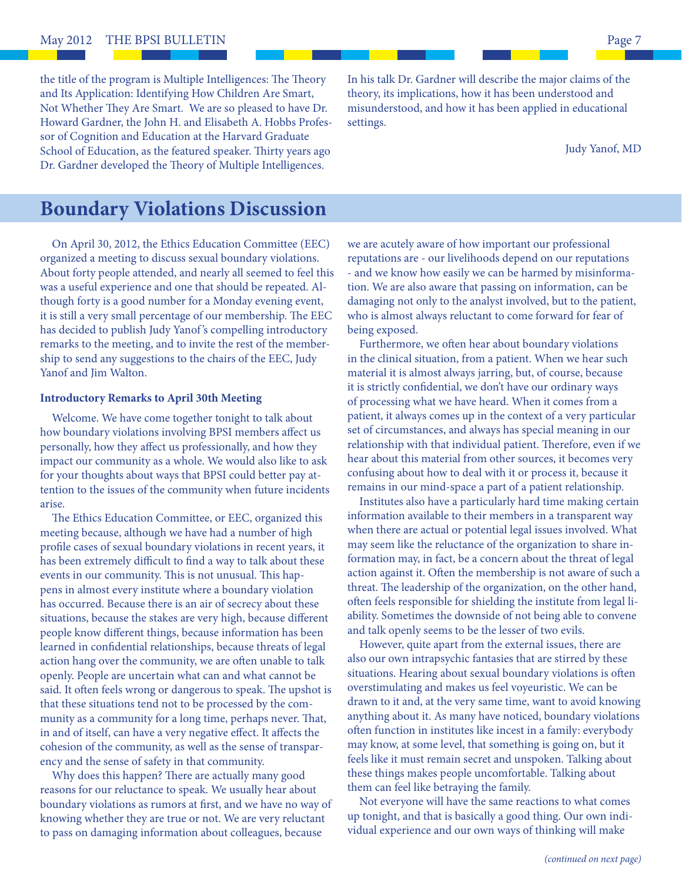the title of the program is Multiple Intelligences: The Theory and Its Application: Identifying How Children Are Smart, Not Whether They Are Smart. We are so pleased to have Dr. Howard Gardner, the John H. and Elisabeth A. Hobbs Professor of Cognition and Education at the Harvard Graduate School of Education, as the featured speaker. Thirty years ago Dr. Gardner developed the Theory of Multiple Intelligences. In his talk Dr. Gardner will describe the major claims of the theory, its implications, how it has been understood and misunderstood, and how it has been applied in educational settings.

Judy Yanof, MD

# Boundary Violations Discussion

On April 30, 2012, the Ethics Education Committee (EEC) organized a meeting to discuss sexual boundary violations. About forty people attended, and nearly all seemed to feel this was a useful experience and one that should be repeated. Although forty is a good number for a Monday evening event, it is still a very small percentage of our membership. The EEC has decided to publish Judy Yanof's compelling introductory remarks to the meeting, and to invite the rest of the membership to send any suggestions to the chairs of the EEC, Judy Yanof and Jim Walton.

**Introductory Remarks to April 30th Meeting**

Welcome. We have come together tonight to talk about how boundary violations involving BPSI members affect us personally, how they affect us professionally, and how they impact our community as a whole. We would also like to ask for your thoughts about ways that BPSI could better pay attention to the issues of the community when future incidents arise.

The Ethics Education Committee, or EEC, organized this meeting because, although we have had a number of high profile cases of sexual boundary violations in recent years, it has been extremely difficult to find a way to talk about these events in our community. This is not unusual. This happens in almost every institute where a boundary violation has occurred. Because there is an air of secrecy about these situations, because the stakes are very high, because different people know different things, because information has been learned in confidential relationships, because threats of legal action hang over the community, we are often unable to talk openly. People are uncertain what can and what cannot be said. It often feels wrong or dangerous to speak. The upshot is that these situations tend not to be processed by the community as a community for a long time, perhaps never. That, in and of itself, can have a very negative effect. It affects the cohesion of the community, as well as the sense of transparency and the sense of safety in that community.

Why does this happen? There are actually many good reasons for our reluctance to speak. We usually hear about boundary violations as rumors at first, and we have no way of knowing whether they are true or not. We are very reluctant to pass on damaging information about colleagues, because we are acutely aware of how important our professional reputations are - our livelihoods depend on our reputations - and we know how easily we can be harmed by misinformation. We are also aware that passing on information, can be damaging not only to the analyst involved, but to the patient, who is almost always reluctant to come forward for fear of being exposed.

Furthermore, we often hear about boundary violations in the clinical situation, from a patient. When we hear such material it is almost always jarring, but, of course, because it is strictly confidential, we don't have our ordinary ways of processing what we have heard. When it comes from a patient, it always comes up in the context of a very particular set of circumstances, and always has special meaning in our relationship with that individual patient. Therefore, even if we hear about this material from other sources, it becomes very confusing about how to deal with it or process it, because it remains in our mind-space a part of a patient relationship.

Institutes also have a particularly hard time making certain information available to their members in a transparent way when there are actual or potential legal issues involved. What may seem like the reluctance of the organization to share information may, in fact, be a concern about the threat of legal action against it. Often the membership is not aware of such a threat. The leadership of the organization, on the other hand, often feels responsible for shielding the institute from legal liability. Sometimes the downside of not being able to convene and talk openly seems to be the lesser of two evils.

However, quite apart from the external issues, there are also our own intrapsychic fantasies that are stirred by these situations. Hearing about sexual boundary violations is often overstimulating and makes us feel voyeuristic. We can be drawn to it and, at the very same time, want to avoid knowing anything about it. As many have noticed, boundary violations often function in institutes like incest in a family: everybody may know, at some level, that something is going on, but it feels like it must remain secret and unspoken. Talking about these things makes people uncomfortable. Talking about them can feel like betraying the family.

Not everyone will have the same reactions to what comes up tonight, and that is basically a good thing. Our own individual experience and our own ways of thinking will make

*(continued on next page)*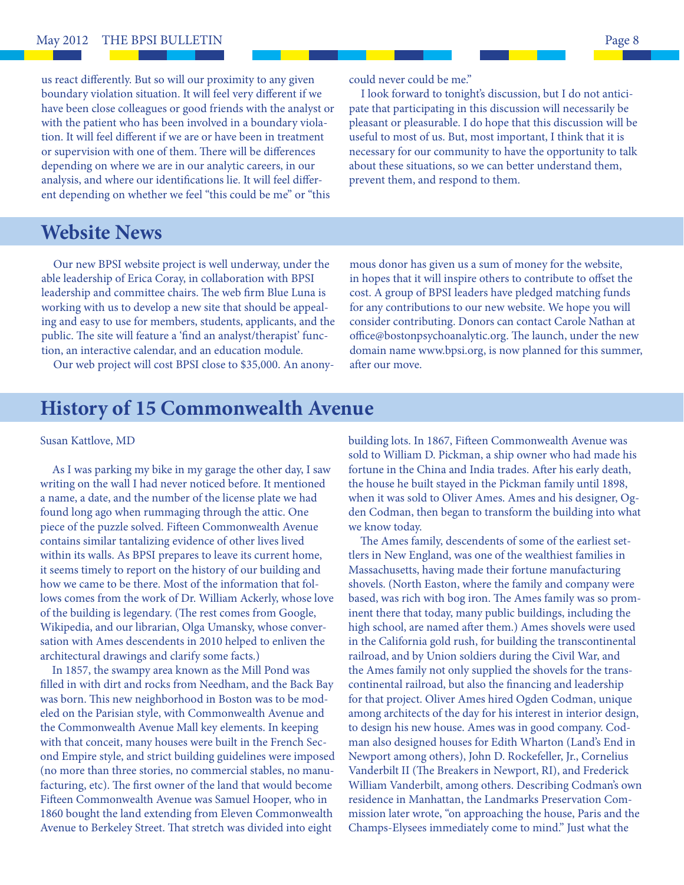us react differently. But so will our proximity to any given boundary violation situation. It will feel very different if we have been close colleagues or good friends with the analyst or with the patient who has been involved in a boundary violation. It will feel different if we are or have been in treatment or supervision with one of them. There will be differences depending on where we are in our analytic careers, in our analysis, and where our identifications lie. It will feel different depending on whether we feel "this could be me" or "this could never could be me."

I look forward to tonight's discussion, but I do not anticipate that participating in this discussion will necessarily be pleasant or pleasurable. I do hope that this discussion will be useful to most of us. But, most important, I think that it is necessary for our community to have the opportunity to talk about these situations, so we can better understand them, prevent them, and respond to them.

## Website News

Our new BPSI website project is well underway, under the able leadership of Erica Coray, in collaboration with BPSI leadership and committee chairs. The web firm Blue Luna is working with us to develop a new site that should be appealing and easy to use for members, students, applicants, and the public. The site will feature a 'find an analyst/therapist' function, an interactive calendar, and an education module.

Our web project will cost BPSI close to $35,000. An anonymous donor has given us a sum of money for the website, in hopes that it will inspire others to contribute to offset the cost. A group of BPSI leaders have pledged matching funds for any contributions to our new website. We hope you will consider contributing. Donors can contact Carole Nathan at office@bostonpsychoanalytic.org. The launch, under the new domain name www.bpsi.org, is now planned for this summer, after our move.

## History of 15 Commonwealth Avenue

Susan Kattlove, MD

As I was parking my bike in my garage the other day, I saw writing on the wall I had never noticed before. It mentioned a name, a date, and the number of the license plate we had found long ago when rummaging through the attic. One piece of the puzzle solved. Fifteen Commonwealth Avenue contains similar tantalizing evidence of other lives lived within its walls. As BPSI prepares to leave its current home, it seems timely to report on the history of our building and how we came to be there. Most of the information that follows comes from the work of Dr. William Ackerly, whose love of the building is legendary. (The rest comes from Google, Wikipedia, and our librarian, Olga Umansky, whose conversation with Ames descendents in 2010 helped to enliven the architectural drawings and clarify some facts.)

In 1857, the swampy area known as the Mill Pond was filled in with dirt and rocks from Needham, and the Back Bay was born. This new neighborhood in Boston was to be modeled on the Parisian style, with Commonwealth Avenue and the Commonwealth Avenue Mall key elements. In keeping with that conceit, many houses were built in the French Second Empire style, and strict building guidelines were imposed (no more than three stories, no commercial stables, no manufacturing, etc). The first owner of the land that would become Fifteen Commonwealth Avenue was Samuel Hooper, who in 1860 bought the land extending from Eleven Commonwealth Avenue to Berkeley Street. That stretch was divided into eight building lots. In 1867, Fifteen Commonwealth Avenue was sold to William D. Pickman, a ship owner who had made his fortune in the China and India trades. After his early death, the house he built stayed in the Pickman family until 1898, when it was sold to Oliver Ames. Ames and his designer, Ogden Codman, then began to transform the building into what we know today.

The Ames family, descendents of some of the earliest settlers in New England, was one of the wealthiest families in Massachusetts, having made their fortune manufacturing shovels. (North Easton, where the family and company were based, was rich with bog iron. The Ames family was so prominent there that today, many public buildings, including the high school, are named after them.) Ames shovels were used in the California gold rush, for building the transcontinental railroad, and by Union soldiers during the Civil War, and the Ames family not only supplied the shovels for the transcontinental railroad, but also the financing and leadership for that project. Oliver Ames hired Ogden Codman, unique among architects of the day for his interest in interior design, to design his new house. Ames was in good company. Codman also designed houses for Edith Wharton (Land's End in Newport among others), John D. Rockefeller, Jr., Cornelius Vanderbilt II (The Breakers in Newport, RI), and Frederick William Vanderbilt, among others. Describing Codman's own residence in Manhattan, the Landmarks Preservation Commission later wrote, "on approaching the house, Paris and the Champs-Elysees immediately come to mind." Just what the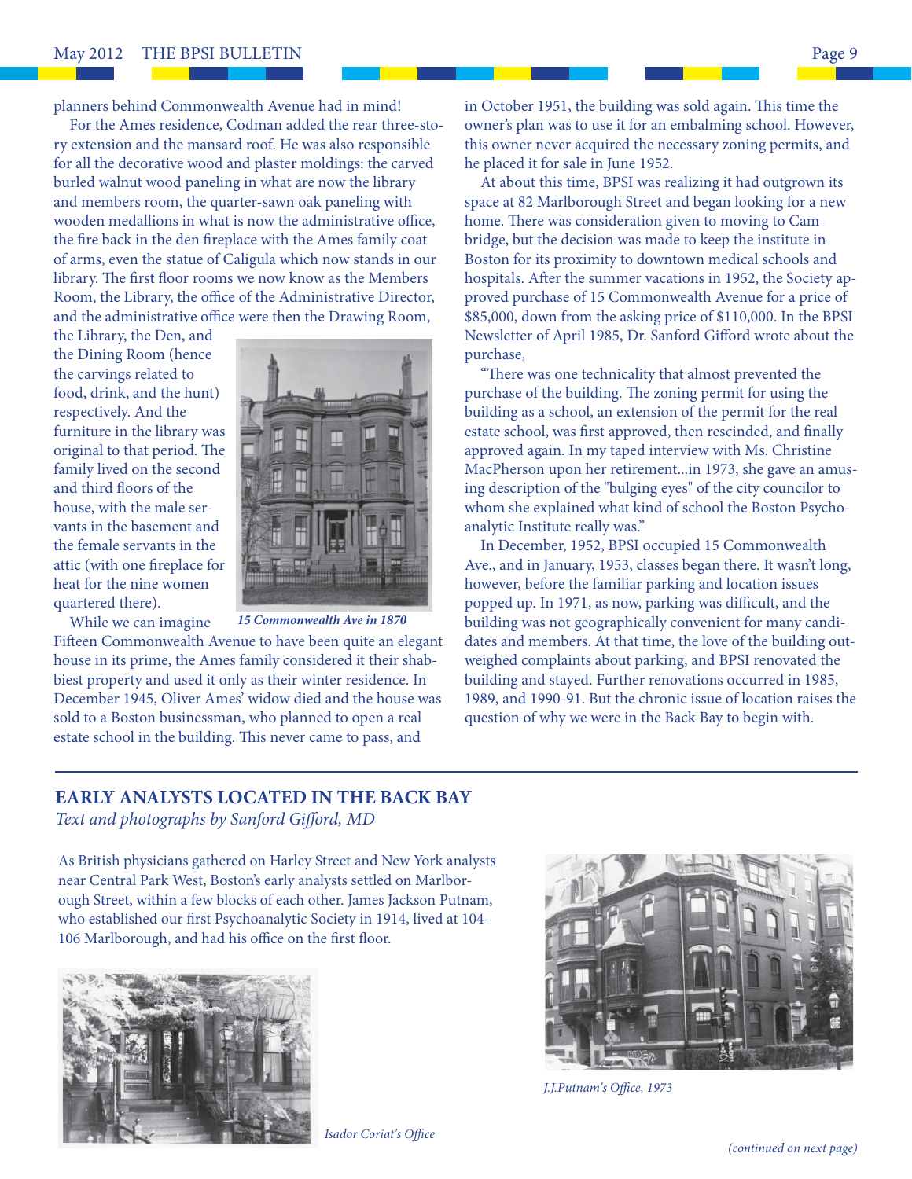planners behind Commonwealth Avenue had in mind!

For the Ames residence, Codman added the rear three-story extension and the mansard roof. He was also responsible for all the decorative wood and plaster moldings: the carved burled walnut wood paneling in what are now the library and members room, the quarter-sawn oak paneling with wooden medallions in what is now the administrative office, the fire back in the den fireplace with the Ames family coat of arms, even the statue of Caligula which now stands in our library. The first floor rooms we now know as the Members Room, the Library, the office of the Administrative Director, and the administrative office were then the Drawing Room, the Library, the Den, and the Dining Room (hence the carvings related to food, drink, and the hunt) respectively. And the furniture in the library was original to that period. The family lived on the second and third floors of the house, with the male servants in the basement and the female servants in the attic (with one fireplace for heat for the nine women quartered there).

*15 Commonwealth Ave in 1870*

While we can imagine Fifteen Commonwealth Avenue to have been quite an elegant house in its prime, the Ames family considered it their shabbiest property and used it only as their winter residence. In December 1945, Oliver Ames' widow died and the house was sold to a Boston businessman, who planned to open a real estate school in the building. This never came to pass, and in October 1951, the building was sold again. This time the owner's plan was to use it for an embalming school. However, this owner never acquired the necessary zoning permits, and he placed it for sale in June 1952.

At about this time, BPSI was realizing it had outgrown its space at 82 Marlborough Street and began looking for a new home. There was consideration given to moving to Cambridge, but the decision was made to keep the institute in Boston for its proximity to downtown medical schools and hospitals. After the summer vacations in 1952, the Society approved purchase of 15 Commonwealth Avenue for a price of $85,000, down from the asking price of $110,000. In the BPSI Newsletter of April 1985, Dr. Sanford Gifford wrote about the purchase,

"There was one technicality that almost prevented the purchase of the building. The zoning permit for using the building as a school, an extension of the permit for the real estate school, was first approved, then rescinded, and finally approved again. In my taped interview with Ms. Christine MacPherson upon her retirement...in 1973, she gave an amusing description of the "bulging eyes" of the city councilor to whom she explained what kind of school the Boston Psychoanalytic Institute really was."

In December, 1952, BPSI occupied 15 Commonwealth Ave., and in January, 1953, classes began there. It wasn't long, however, before the familiar parking and location issues popped up. In 1971, as now, parking was difficult, and the building was not geographically convenient for many candidates and members. At that time, the love of the building outweighed complaints about parking, and BPSI renovated the building and stayed. Further renovations occurred in 1985, 1989, and 1990-91. But the chronic issue of location raises the question of why we were in the Back Bay to begin with.

---

## EARLY ANALYSTS LOCATED IN THE BACK BAY

*Text and photographs by Sanford Gifford, MD*

As British physicians gathered on Harley Street and New York analysts near Central Park West, Boston's early analysts settled on Marlborough Street, within a few blocks of each other. James Jackson Putnam, who established our first Psychoanalytic Society in 1914, lived at 104-106 Marlborough, and had his office on the first floor.

*Isador Coriat's Office*

*J.J.Putnam's Office, 1973*

*(continued on next page)*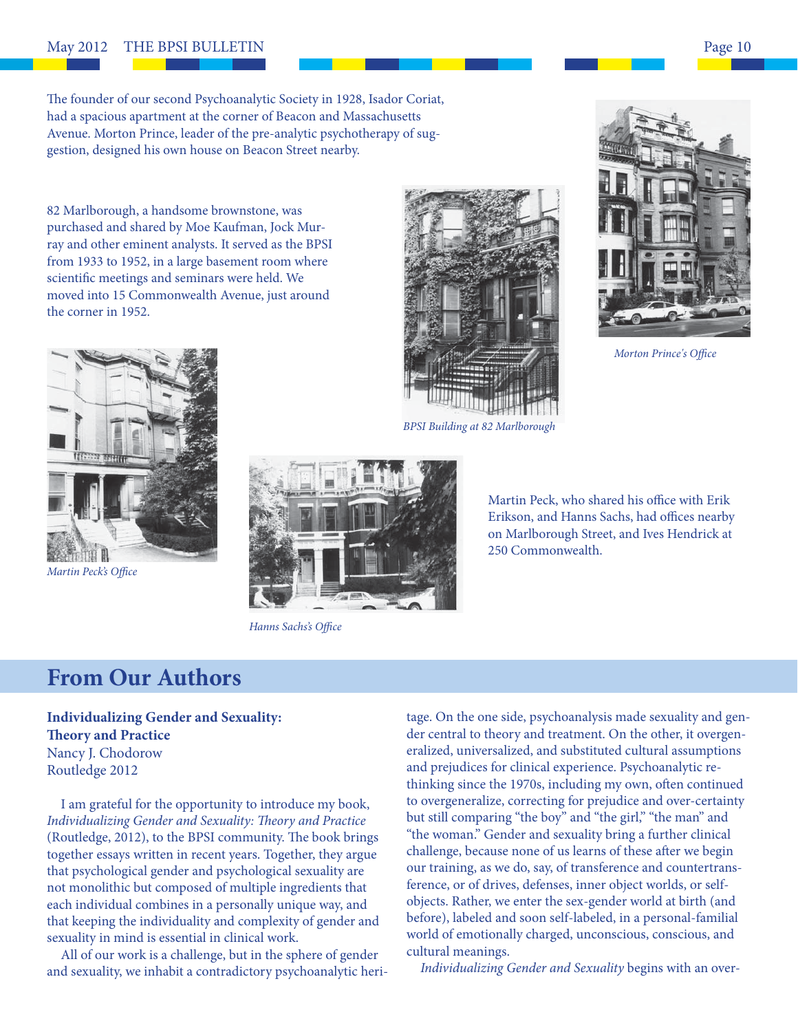The founder of our second Psychoanalytic Society in 1928, Isador Coriat, had a spacious apartment at the corner of Beacon and Massachusetts Avenue. Morton Prince, leader of the pre-analytic psychotherapy of suggestion, designed his own house on Beacon Street nearby.

82 Marlborough, a handsome brownstone, was purchased and shared by Moe Kaufman, Jock Murray and other eminent analysts. It served as the BPSI from 1933 to 1952, in a large basement room where scientific meetings and seminars were held. We moved into 15 Commonwealth Avenue, just around the corner in 1952.

*BPSI Building at 82 Marlborough*

*Morton Prince's Office*

*Martin Peck's Office*

*Hanns Sachs's Office*

Martin Peck, who shared his office with Erik Erikson, and Hanns Sachs, had offices nearby on Marlborough Street, and Ives Hendrick at 250 Commonwealth.

## From Our Authors

**Individualizing Gender and Sexuality: Theory and Practice**
Nancy J. Chodorow
Routledge 2012

I am grateful for the opportunity to introduce my book, *Individualizing Gender and Sexuality: Theory and Practice* (Routledge, 2012), to the BPSI community. The book brings together essays written in recent years. Together, they argue that psychological gender and psychological sexuality are not monolithic but composed of multiple ingredients that each individual combines in a personally unique way, and that keeping the individuality and complexity of gender and sexuality in mind is essential in clinical work.

All of our work is a challenge, but in the sphere of gender and sexuality, we inhabit a contradictory psychoanalytic heritage. On the one side, psychoanalysis made sexuality and gender central to theory and treatment. On the other, it overgeneralized, universalized, and substituted cultural assumptions and prejudices for clinical experience. Psychoanalytic rethinking since the 1970s, including my own, often continued to overgeneralize, correcting for prejudice and over-certainty but still comparing "the boy" and "the girl," "the man" and "the woman." Gender and sexuality bring a further clinical challenge, because none of us learns of these after we begin our training, as we do, say, of transference and countertransference, or of drives, defenses, inner object worlds, or selfobjects. Rather, we enter the sex-gender world at birth (and before), labeled and soon self-labeled, in a personal-familial world of emotionally charged, unconscious, conscious, and cultural meanings.

*Individualizing Gender and Sexuality* begins with an over-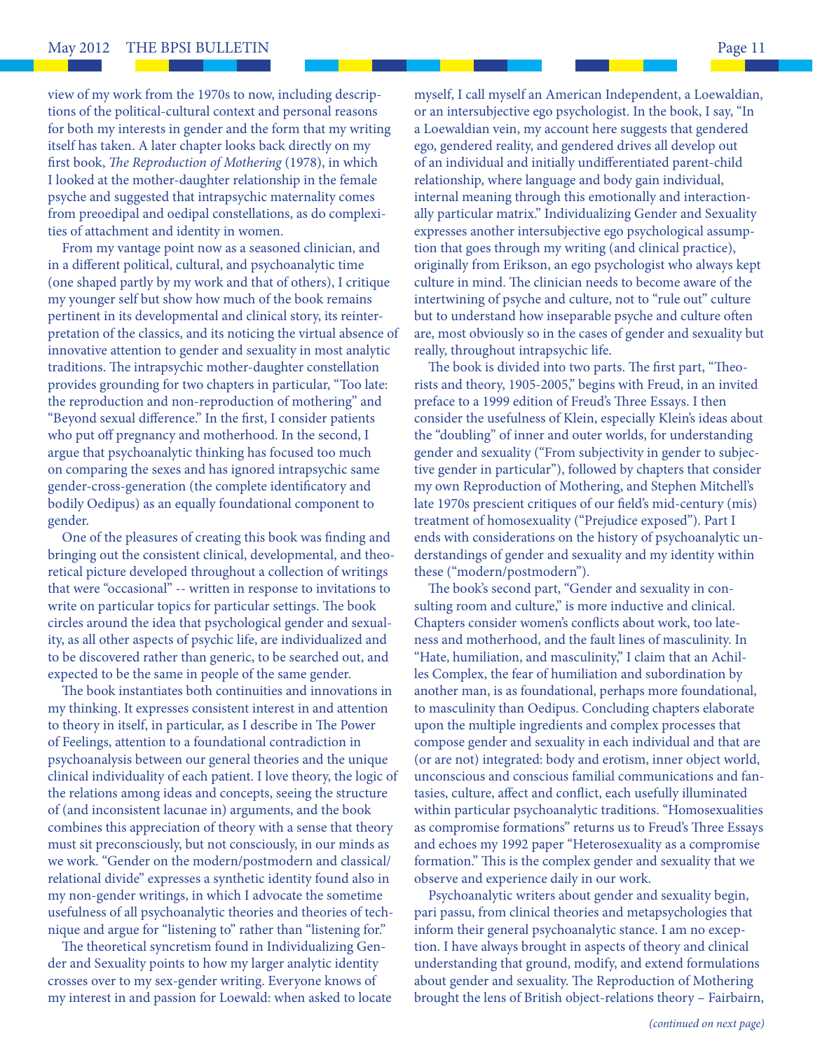view of my work from the 1970s to now, including descriptions of the political-cultural context and personal reasons for both my interests in gender and the form that my writing itself has taken. A later chapter looks back directly on my first book, *The Reproduction of Mothering* (1978), in which I looked at the mother-daughter relationship in the female psyche and suggested that intrapsychic maternality comes from preoedipal and oedipal constellations, as do complexities of attachment and identity in women.

From my vantage point now as a seasoned clinician, and in a different political, cultural, and psychoanalytic time (one shaped partly by my work and that of others), I critique my younger self but show how much of the book remains pertinent in its developmental and clinical story, its reinterpretation of the classics, and its noticing the virtual absence of innovative attention to gender and sexuality in most analytic traditions. The intrapsychic mother-daughter constellation provides grounding for two chapters in particular, "Too late: the reproduction and non-reproduction of mothering" and "Beyond sexual difference." In the first, I consider patients who put off pregnancy and motherhood. In the second, I argue that psychoanalytic thinking has focused too much on comparing the sexes and has ignored intrapsychic same gender-cross-generation (the complete identificatory and bodily Oedipus) as an equally foundational component to gender.

One of the pleasures of creating this book was finding and bringing out the consistent clinical, developmental, and theoretical picture developed throughout a collection of writings that were "occasional" -- written in response to invitations to write on particular topics for particular settings. The book circles around the idea that psychological gender and sexuality, as all other aspects of psychic life, are individualized and to be discovered rather than generic, to be searched out, and expected to be the same in people of the same gender.

The book instantiates both continuities and innovations in my thinking. It expresses consistent interest in and attention to theory in itself, in particular, as I describe in The Power of Feelings, attention to a foundational contradiction in psychoanalysis between our general theories and the unique clinical individuality of each patient. I love theory, the logic of the relations among ideas and concepts, seeing the structure of (and inconsistent lacunae in) arguments, and the book combines this appreciation of theory with a sense that theory must sit preconsciously, but not consciously, in our minds as we work. "Gender on the modern/postmodern and classical/relational divide" expresses a synthetic identity found also in my non-gender writings, in which I advocate the sometime usefulness of all psychoanalytic theories and theories of technique and argue for "listening to" rather than "listening for."

The theoretical syncretism found in Individualizing Gender and Sexuality points to how my larger analytic identity crosses over to my sex-gender writing. Everyone knows of my interest in and passion for Loewald: when asked to locate myself, I call myself an American Independent, a Loewaldian, or an intersubjective ego psychologist. In the book, I say, "In a Loewaldian vein, my account here suggests that gendered ego, gendered reality, and gendered drives all develop out of an individual and initially undifferentiated parent-child relationship, where language and body gain individual, internal meaning through this emotionally and interactionally particular matrix." Individualizing Gender and Sexuality expresses another intersubjective ego psychological assumption that goes through my writing (and clinical practice), originally from Erikson, an ego psychologist who always kept culture in mind. The clinician needs to become aware of the intertwining of psyche and culture, not to "rule out" culture but to understand how inseparable psyche and culture often are, most obviously so in the cases of gender and sexuality but really, throughout intrapsychic life.

The book is divided into two parts. The first part, "Theorists and theory, 1905-2005," begins with Freud, in an invited preface to a 1999 edition of Freud's Three Essays. I then consider the usefulness of Klein, especially Klein's ideas about the "doubling" of inner and outer worlds, for understanding gender and sexuality ("From subjectivity in gender to subjective gender in particular"), followed by chapters that consider my own Reproduction of Mothering, and Stephen Mitchell's late 1970s prescient critiques of our field's mid-century (mis) treatment of homosexuality ("Prejudice exposed"). Part I ends with considerations on the history of psychoanalytic understandings of gender and sexuality and my identity within these ("modern/postmodern").

The book's second part, "Gender and sexuality in consulting room and culture," is more inductive and clinical. Chapters consider women's conflicts about work, too lateness and motherhood, and the fault lines of masculinity. In "Hate, humiliation, and masculinity," I claim that an Achilles Complex, the fear of humiliation and subordination by another man, is as foundational, perhaps more foundational, to masculinity than Oedipus. Concluding chapters elaborate upon the multiple ingredients and complex processes that compose gender and sexuality in each individual and that are (or are not) integrated: body and erotism, inner object world, unconscious and conscious familial communications and fantasies, culture, affect and conflict, each usefully illuminated within particular psychoanalytic traditions. "Homosexualities as compromise formations" returns us to Freud's Three Essays and echoes my 1992 paper "Heterosexuality as a compromise formation." This is the complex gender and sexuality that we observe and experience daily in our work.

Psychoanalytic writers about gender and sexuality begin, pari passu, from clinical theories and metapsychologies that inform their general psychoanalytic stance. I am no exception. I have always brought in aspects of theory and clinical understanding that ground, modify, and extend formulations about gender and sexuality. The Reproduction of Mothering brought the lens of British object-relations theory – Fairbairn,

*(continued on next page)*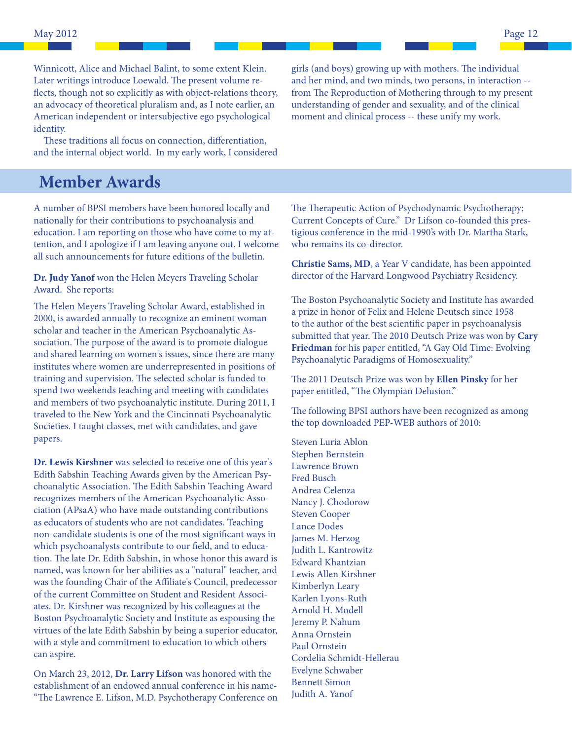Winnicott, Alice and Michael Balint, to some extent Klein. Later writings introduce Loewald. The present volume reflects, though not so explicitly as with object-relations theory, an advocacy of theoretical pluralism and, as I note earlier, an American independent or intersubjective ego psychological identity.

These traditions all focus on connection, differentiation, and the internal object world. In my early work, I considered girls (and boys) growing up with mothers. The individual and her mind, and two minds, two persons, in interaction -- from The Reproduction of Mothering through to my present understanding of gender and sexuality, and of the clinical moment and clinical process -- these unify my work.

## Member Awards

A number of BPSI members have been honored locally and nationally for their contributions to psychoanalysis and education. I am reporting on those who have come to my attention, and I apologize if I am leaving anyone out. I welcome all such announcements for future editions of the bulletin.

**Dr. Judy Yanof** won the Helen Meyers Traveling Scholar Award. She reports:

The Helen Meyers Traveling Scholar Award, established in 2000, is awarded annually to recognize an eminent woman scholar and teacher in the American Psychoanalytic Association. The purpose of the award is to promote dialogue and shared learning on women's issues, since there are many institutes where women are underrepresented in positions of training and supervision. The selected scholar is funded to spend two weekends teaching and meeting with candidates and members of two psychoanalytic institute. During 2011, I traveled to the New York and the Cincinnati Psychoanalytic Societies. I taught classes, met with candidates, and gave papers.

**Dr. Lewis Kirshner** was selected to receive one of this year's Edith Sabshin Teaching Awards given by the American Psychoanalytic Association. The Edith Sabshin Teaching Award recognizes members of the American Psychoanalytic Association (APsaA) who have made outstanding contributions as educators of students who are not candidates. Teaching non-candidate students is one of the most significant ways in which psychoanalysts contribute to our field, and to education. The late Dr. Edith Sabshin, in whose honor this award is named, was known for her abilities as a "natural" teacher, and was the founding Chair of the Affiliate's Council, predecessor of the current Committee on Student and Resident Associates. Dr. Kirshner was recognized by his colleagues at the Boston Psychoanalytic Society and Institute as espousing the virtues of the late Edith Sabshin by being a superior educator, with a style and commitment to education to which others can aspire.

On March 23, 2012, **Dr. Larry Lifson** was honored with the establishment of an endowed annual conference in his name- "The Lawrence E. Lifson, M.D. Psychotherapy Conference on The Therapeutic Action of Psychodynamic Psychotherapy; Current Concepts of Cure." Dr Lifson co-founded this prestigious conference in the mid-1990's with Dr. Martha Stark, who remains its co-director.

**Christie Sams, MD**, a Year V candidate, has been appointed director of the Harvard Longwood Psychiatry Residency.

The Boston Psychoanalytic Society and Institute has awarded a prize in honor of Felix and Helene Deutsch since 1958 to the author of the best scientific paper in psychoanalysis submitted that year. The 2010 Deutsch Prize was won by **Cary Friedman** for his paper entitled, "A Gay Old Time: Evolving Psychoanalytic Paradigms of Homosexuality."

The 2011 Deutsch Prize was won by **Ellen Pinsky** for her paper entitled, "The Olympian Delusion."

The following BPSI authors have been recognized as among the top downloaded PEP-WEB authors of 2010:

Steven Luria Ablon
Stephen Bernstein
Lawrence Brown
Fred Busch
Andrea Celenza
Nancy J. Chodorow
Steven Cooper
Lance Dodes
James M. Herzog
Judith L. Kantrowitz
Edward Khantzian
Lewis Allen Kirshner
Kimberlyn Leary
Karlen Lyons-Ruth
Arnold H. Modell
Jeremy P. Nahum
Anna Ornstein
Paul Ornstein
Cordelia Schmidt-Hellerau
Evelyne Schwaber
Bennett Simon
Judith A. Yanof